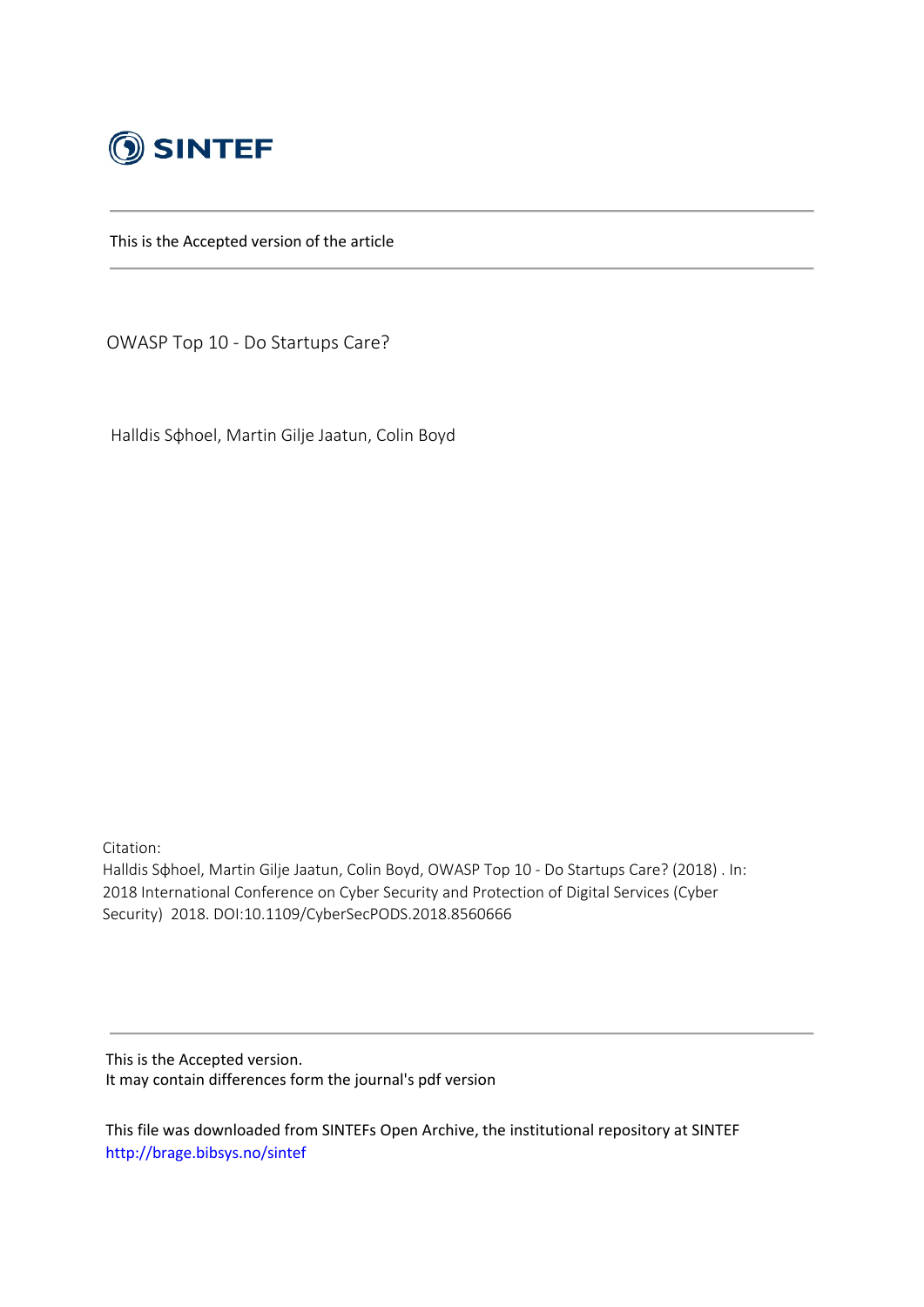SINTEF

This is the Accepted version of the article

OWASP Top 10 - Do Startups Care?

Halldis Søhoel, Martin Gilje Jaatun, Colin Boyd

Citation:
Halldis Søhoel, Martin Gilje Jaatun, Colin Boyd, OWASP Top 10 - Do Startups Care? (2018) . In: 2018 International Conference on Cyber Security and Protection of Digital Services (Cyber Security) 2018. DOI:10.1109/CyberSecPODS.2018.8560666

This is the Accepted version.
It may contain differences form the journal's pdf version

This file was downloaded from SINTEFs Open Archive, the institutional repository at SINTEF
http://brage.bibsys.no/sintef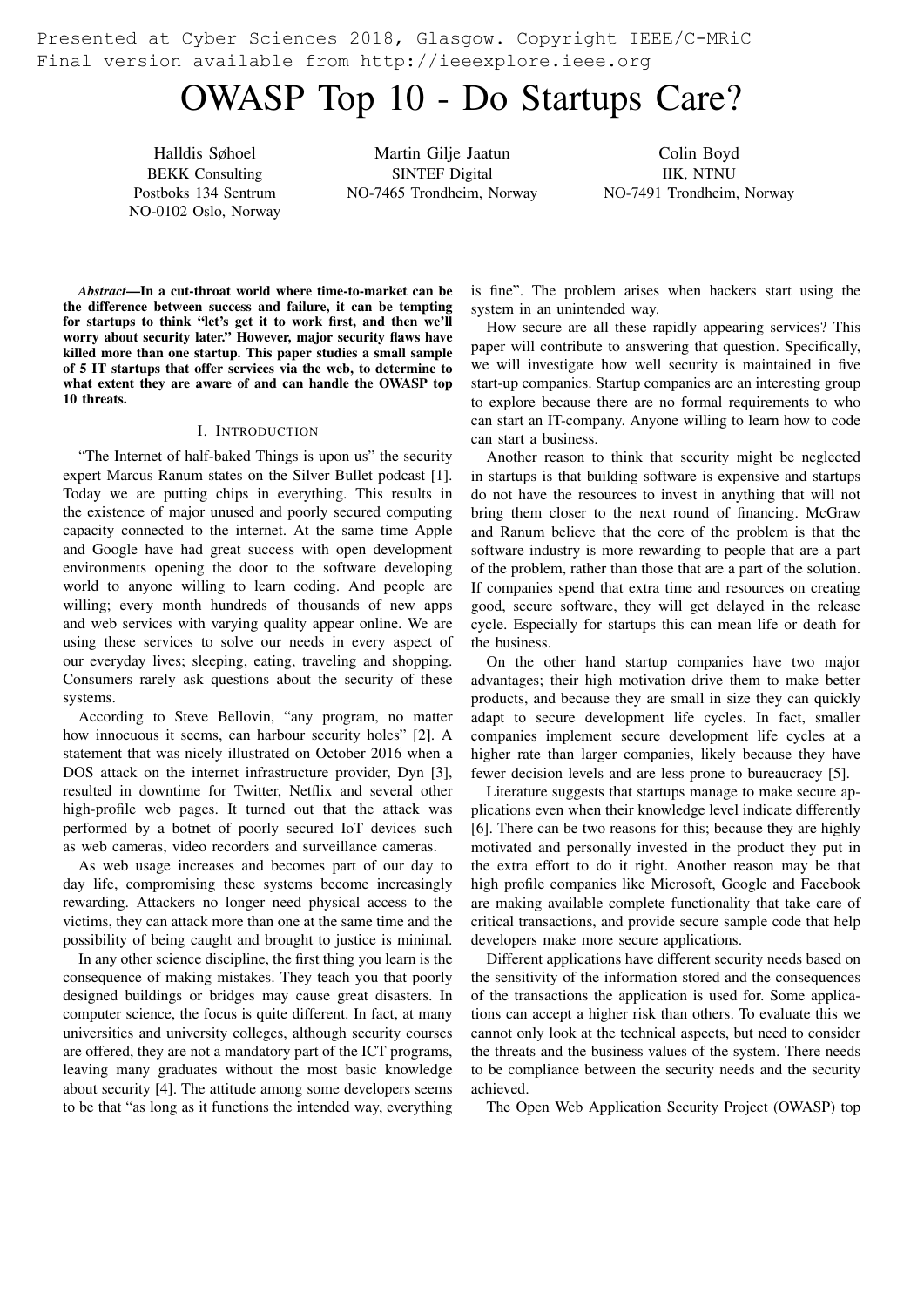Presented at Cyber Sciences 2018, Glasgow. Copyright IEEE/C-MRiC
Final version available from http://ieeexplore.ieee.org

# OWASP Top 10 - Do Startups Care?

Halldis Søhoel
BEKK Consulting
Postboks 134 Sentrum
NO-0102 Oslo, Norway

Martin Gilje Jaatun
SINTEF Digital
NO-7465 Trondheim, Norway

Colin Boyd
IIK, NTNU
NO-7491 Trondheim, Norway

***Abstract*—In a cut-throat world where time-to-market can be the difference between success and failure, it can be tempting for startups to think "let's get it to work first, and then we'll worry about security later." However, major security flaws have killed more than one startup. This paper studies a small sample of 5 IT startups that offer services via the web, to determine to what extent they are aware of and can handle the OWASP top 10 threats.**

## I. Introduction

"The Internet of half-baked Things is upon us" the security expert Marcus Ranum states on the Silver Bullet podcast [1]. Today we are putting chips in everything. This results in the existence of major unused and poorly secured computing capacity connected to the internet. At the same time Apple and Google have had great success with open development environments opening the door to the software developing world to anyone willing to learn coding. And people are willing; every month hundreds of thousands of new apps and web services with varying quality appear online. We are using these services to solve our needs in every aspect of our everyday lives; sleeping, eating, traveling and shopping. Consumers rarely ask questions about the security of these systems.

According to Steve Bellovin, "any program, no matter how innocuous it seems, can harbour security holes" [2]. A statement that was nicely illustrated on October 2016 when a DOS attack on the internet infrastructure provider, Dyn [3], resulted in downtime for Twitter, Netflix and several other high-profile web pages. It turned out that the attack was performed by a botnet of poorly secured IoT devices such as web cameras, video recorders and surveillance cameras.

As web usage increases and becomes part of our day to day life, compromising these systems become increasingly rewarding. Attackers no longer need physical access to the victims, they can attack more than one at the same time and the possibility of being caught and brought to justice is minimal.

In any other science discipline, the first thing you learn is the consequence of making mistakes. They teach you that poorly designed buildings or bridges may cause great disasters. In computer science, the focus is quite different. In fact, at many universities and university colleges, although security courses are offered, they are not a mandatory part of the ICT programs, leaving many graduates without the most basic knowledge about security [4]. The attitude among some developers seems to be that "as long as it functions the intended way, everything is fine". The problem arises when hackers start using the system in an unintended way.

How secure are all these rapidly appearing services? This paper will contribute to answering that question. Specifically, we will investigate how well security is maintained in five start-up companies. Startup companies are an interesting group to explore because there are no formal requirements to who can start an IT-company. Anyone willing to learn how to code can start a business.

Another reason to think that security might be neglected in startups is that building software is expensive and startups do not have the resources to invest in anything that will not bring them closer to the next round of financing. McGraw and Ranum believe that the core of the problem is that the software industry is more rewarding to people that are a part of the problem, rather than those that are a part of the solution. If companies spend that extra time and resources on creating good, secure software, they will get delayed in the release cycle. Especially for startups this can mean life or death for the business.

On the other hand startup companies have two major advantages; their high motivation drive them to make better products, and because they are small in size they can quickly adapt to secure development life cycles. In fact, smaller companies implement secure development life cycles at a higher rate than larger companies, likely because they have fewer decision levels and are less prone to bureaucracy [5].

Literature suggests that startups manage to make secure applications even when their knowledge level indicate differently [6]. There can be two reasons for this; because they are highly motivated and personally invested in the product they put in the extra effort to do it right. Another reason may be that high profile companies like Microsoft, Google and Facebook are making available complete functionality that take care of critical transactions, and provide secure sample code that help developers make more secure applications.

Different applications have different security needs based on the sensitivity of the information stored and the consequences of the transactions the application is used for. Some applications can accept a higher risk than others. To evaluate this we cannot only look at the technical aspects, but need to consider the threats and the business values of the system. There needs to be compliance between the security needs and the security achieved.

The Open Web Application Security Project (OWASP) top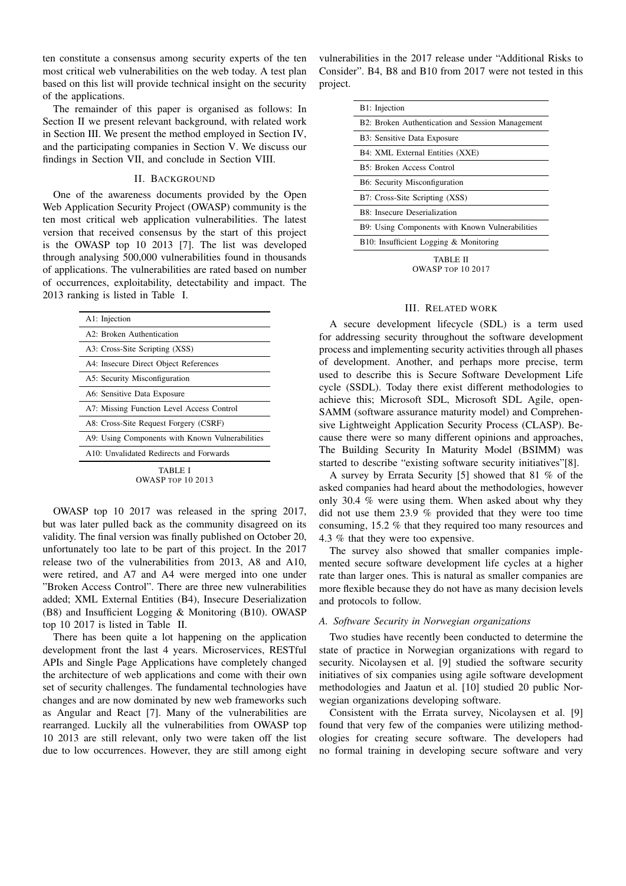ten constitute a consensus among security experts of the ten most critical web vulnerabilities on the web today. A test plan based on this list will provide technical insight on the security of the applications.

The remainder of this paper is organised as follows: In Section II we present relevant background, with related work in Section III. We present the method employed in Section IV, and the participating companies in Section V. We discuss our findings in Section VII, and conclude in Section VIII.

## II. Background

One of the awareness documents provided by the Open Web Application Security Project (OWASP) community is the ten most critical web application vulnerabilities. The latest version that received consensus by the start of this project is the OWASP top 10 2013 [7]. The list was developed through analysing 500,000 vulnerabilities found in thousands of applications. The vulnerabilities are rated based on number of occurrences, exploitability, detectability and impact. The 2013 ranking is listed in Table I.

| A1: Injection |
|---|
| A2: Broken Authentication |
| A3: Cross-Site Scripting (XSS) |
| A4: Insecure Direct Object References |
| A5: Security Misconfiguration |
| A6: Sensitive Data Exposure |
| A7: Missing Function Level Access Control |
| A8: Cross-Site Request Forgery (CSRF) |
| A9: Using Components with Known Vulnerabilities |
| A10: Unvalidated Redirects and Forwards |

TABLE I
OWASP top 10 2013

OWASP top 10 2017 was released in the spring 2017, but was later pulled back as the community disagreed on its validity. The final version was finally published on October 20, unfortunately too late to be part of this project. In the 2017 release two of the vulnerabilities from 2013, A8 and A10, were retired, and A7 and A4 were merged into one under "Broken Access Control". There are three new vulnerabilities added; XML External Entities (B4), Insecure Deserialization (B8) and Insufficient Logging & Monitoring (B10). OWASP top 10 2017 is listed in Table II.

There has been quite a lot happening on the application development front the last 4 years. Microservices, RESTful APIs and Single Page Applications have completely changed the architecture of web applications and come with their own set of security challenges. The fundamental technologies have changes and are now dominated by new web frameworks such as Angular and React [7]. Many of the vulnerabilities are rearranged. Luckily all the vulnerabilities from OWASP top 10 2013 are still relevant, only two were taken off the list due to low occurrences. However, they are still among eight vulnerabilities in the 2017 release under "Additional Risks to Consider". B4, B8 and B10 from 2017 were not tested in this project.

| B1: Injection |
|---|
| B2: Broken Authentication and Session Management |
| B3: Sensitive Data Exposure |
| B4: XML External Entities (XXE) |
| B5: Broken Access Control |
| B6: Security Misconfiguration |
| B7: Cross-Site Scripting (XSS) |
| B8: Insecure Deserialization |
| B9: Using Components with Known Vulnerabilities |
| B10: Insufficient Logging & Monitoring |

TABLE II
OWASP top 10 2017

## III. Related work

A secure development lifecycle (SDL) is a term used for addressing security throughout the software development process and implementing security activities through all phases of development. Another, and perhaps more precise, term used to describe this is Secure Software Development Life cycle (SSDL). Today there exist different methodologies to achieve this; Microsoft SDL, Microsoft SDL Agile, openSAMM (software assurance maturity model) and Comprehensive Lightweight Application Security Process (CLASP). Because there were so many different opinions and approaches, The Building Security In Maturity Model (BSIMM) was started to describe "existing software security initiatives"[8].

A survey by Errata Security [5] showed that 81 % of the asked companies had heard about the methodologies, however only 30.4 % were using them. When asked about why they did not use them 23.9 % provided that they were too time consuming, 15.2 % that they required too many resources and 4.3 % that they were too expensive.

The survey also showed that smaller companies implemented secure software development life cycles at a higher rate than larger ones. This is natural as smaller companies are more flexible because they do not have as many decision levels and protocols to follow.

### A. Software Security in Norwegian organizations

Two studies have recently been conducted to determine the state of practice in Norwegian organizations with regard to security. Nicolaysen et al. [9] studied the software security initiatives of six companies using agile software development methodologies and Jaatun et al. [10] studied 20 public Norwegian organizations developing software.

Consistent with the Errata survey, Nicolaysen et al. [9] found that very few of the companies were utilizing methodologies for creating secure software. The developers had no formal training in developing secure software and very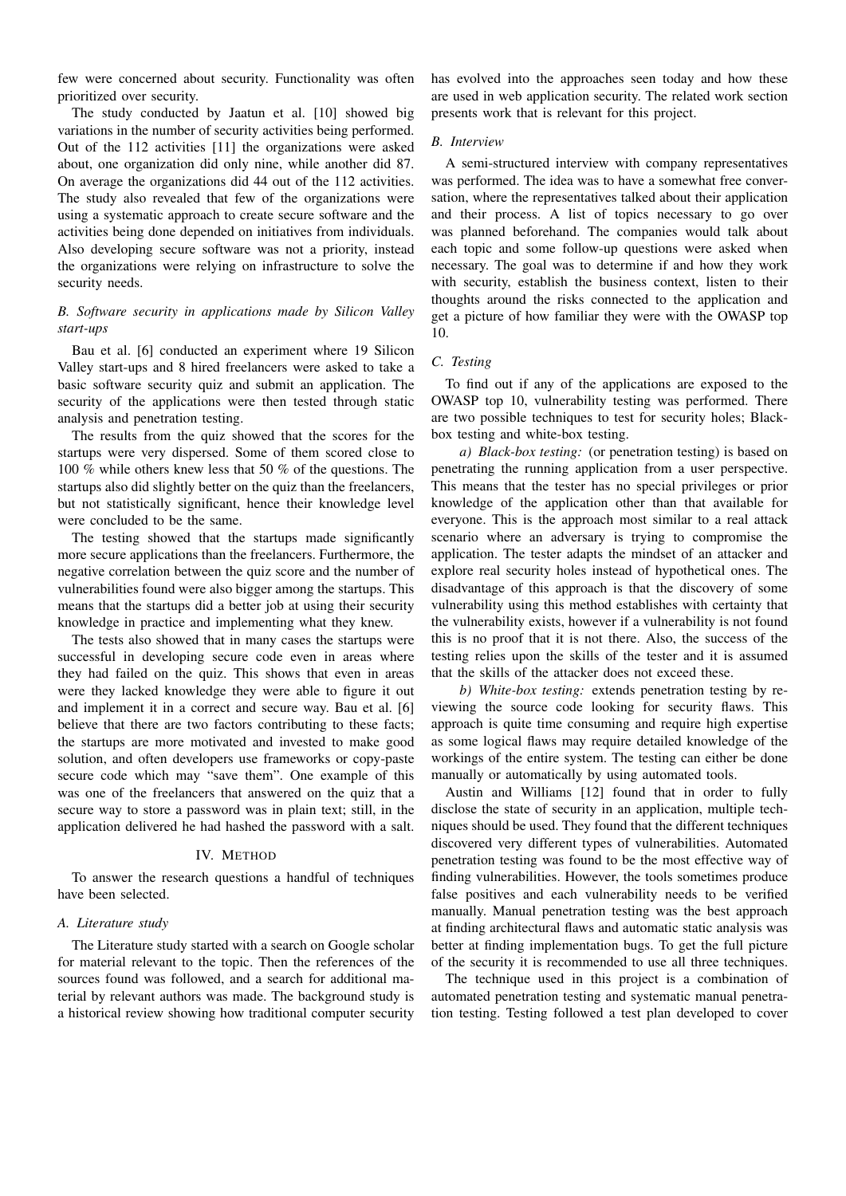few were concerned about security. Functionality was often prioritized over security.

The study conducted by Jaatun et al. [10] showed big variations in the number of security activities being performed. Out of the 112 activities [11] the organizations were asked about, one organization did only nine, while another did 87. On average the organizations did 44 out of the 112 activities. The study also revealed that few of the organizations were using a systematic approach to create secure software and the activities being done depended on initiatives from individuals. Also developing secure software was not a priority, instead the organizations were relying on infrastructure to solve the security needs.

### *B. Software security in applications made by Silicon Valley start-ups*

Bau et al. [6] conducted an experiment where 19 Silicon Valley start-ups and 8 hired freelancers were asked to take a basic software security quiz and submit an application. The security of the applications were then tested through static analysis and penetration testing.

The results from the quiz showed that the scores for the startups were very dispersed. Some of them scored close to 100 % while others knew less that 50 % of the questions. The startups also did slightly better on the quiz than the freelancers, but not statistically significant, hence their knowledge level were concluded to be the same.

The testing showed that the startups made significantly more secure applications than the freelancers. Furthermore, the negative correlation between the quiz score and the number of vulnerabilities found were also bigger among the startups. This means that the startups did a better job at using their security knowledge in practice and implementing what they knew.

The tests also showed that in many cases the startups were successful in developing secure code even in areas where they had failed on the quiz. This shows that even in areas were they lacked knowledge they were able to figure it out and implement it in a correct and secure way. Bau et al. [6] believe that there are two factors contributing to these facts; the startups are more motivated and invested to make good solution, and often developers use frameworks or copy-paste secure code which may "save them". One example of this was one of the freelancers that answered on the quiz that a secure way to store a password was in plain text; still, in the application delivered he had hashed the password with a salt.

## IV. Method

To answer the research questions a handful of techniques have been selected.

### *A. Literature study*

The Literature study started with a search on Google scholar for material relevant to the topic. Then the references of the sources found was followed, and a search for additional material by relevant authors was made. The background study is a historical review showing how traditional computer security has evolved into the approaches seen today and how these are used in web application security. The related work section presents work that is relevant for this project.

### *B. Interview*

A semi-structured interview with company representatives was performed. The idea was to have a somewhat free conversation, where the representatives talked about their application and their process. A list of topics necessary to go over was planned beforehand. The companies would talk about each topic and some follow-up questions were asked when necessary. The goal was to determine if and how they work with security, establish the business context, listen to their thoughts around the risks connected to the application and get a picture of how familiar they were with the OWASP top 10.

### *C. Testing*

To find out if any of the applications are exposed to the OWASP top 10, vulnerability testing was performed. There are two possible techniques to test for security holes; Black-box testing and white-box testing.

*a) Black-box testing:* (or penetration testing) is based on penetrating the running application from a user perspective. This means that the tester has no special privileges or prior knowledge of the application other than that available for everyone. This is the approach most similar to a real attack scenario where an adversary is trying to compromise the application. The tester adapts the mindset of an attacker and explore real security holes instead of hypothetical ones. The disadvantage of this approach is that the discovery of some vulnerability using this method establishes with certainty that the vulnerability exists, however if a vulnerability is not found this is no proof that it is not there. Also, the success of the testing relies upon the skills of the tester and it is assumed that the skills of the attacker does not exceed these.

*b) White-box testing:* extends penetration testing by reviewing the source code looking for security flaws. This approach is quite time consuming and require high expertise as some logical flaws may require detailed knowledge of the workings of the entire system. The testing can either be done manually or automatically by using automated tools.

Austin and Williams [12] found that in order to fully disclose the state of security in an application, multiple techniques should be used. They found that the different techniques discovered very different types of vulnerabilities. Automated penetration testing was found to be the most effective way of finding vulnerabilities. However, the tools sometimes produce false positives and each vulnerability needs to be verified manually. Manual penetration testing was the best approach at finding architectural flaws and automatic static analysis was better at finding implementation bugs. To get the full picture of the security it is recommended to use all three techniques.

The technique used in this project is a combination of automated penetration testing and systematic manual penetration testing. Testing followed a test plan developed to cover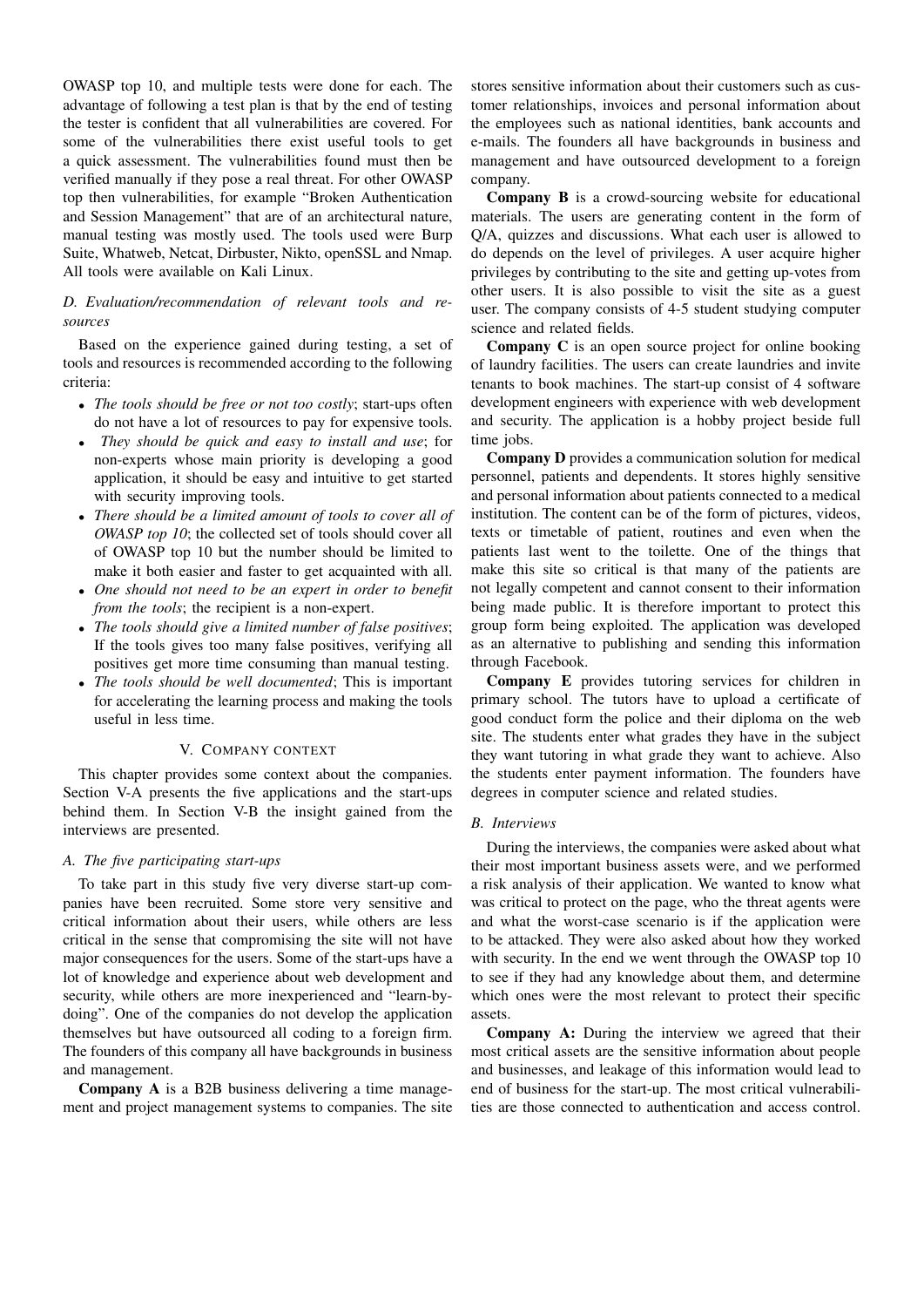OWASP top 10, and multiple tests were done for each. The advantage of following a test plan is that by the end of testing the tester is confident that all vulnerabilities are covered. For some of the vulnerabilities there exist useful tools to get a quick assessment. The vulnerabilities found must then be verified manually if they pose a real threat. For other OWASP top then vulnerabilities, for example "Broken Authentication and Session Management" that are of an architectural nature, manual testing was mostly used. The tools used were Burp Suite, Whatweb, Netcat, Dirbuster, Nikto, openSSL and Nmap. All tools were available on Kali Linux.

### *D. Evaluation/recommendation of relevant tools and resources*

Based on the experience gained during testing, a set of tools and resources is recommended according to the following criteria:

- *The tools should be free or not too costly*; start-ups often do not have a lot of resources to pay for expensive tools.
- *They should be quick and easy to install and use*; for non-experts whose main priority is developing a good application, it should be easy and intuitive to get started with security improving tools.
- *There should be a limited amount of tools to cover all of OWASP top 10*; the collected set of tools should cover all of OWASP top 10 but the number should be limited to make it both easier and faster to get acquainted with all.
- *One should not need to be an expert in order to benefit from the tools*; the recipient is a non-expert.
- *The tools should give a limited number of false positives*; If the tools gives too many false positives, verifying all positives get more time consuming than manual testing.
- *The tools should be well documented*; This is important for accelerating the learning process and making the tools useful in less time.

## V. Company context

This chapter provides some context about the companies. Section V-A presents the five applications and the start-ups behind them. In Section V-B the insight gained from the interviews are presented.

### *A. The five participating start-ups*

To take part in this study five very diverse start-up companies have been recruited. Some store very sensitive and critical information about their users, while others are less critical in the sense that compromising the site will not have major consequences for the users. Some of the start-ups have a lot of knowledge and experience about web development and security, while others are more inexperienced and "learn-by-doing". One of the companies do not develop the application themselves but have outsourced all coding to a foreign firm. The founders of this company all have backgrounds in business and management.

**Company A** is a B2B business delivering a time management and project management systems to companies. The site stores sensitive information about their customers such as customer relationships, invoices and personal information about the employees such as national identities, bank accounts and e-mails. The founders all have backgrounds in business and management and have outsourced development to a foreign company.

**Company B** is a crowd-sourcing website for educational materials. The users are generating content in the form of Q/A, quizzes and discussions. What each user is allowed to do depends on the level of privileges. A user acquire higher privileges by contributing to the site and getting up-votes from other users. It is also possible to visit the site as a guest user. The company consists of 4-5 student studying computer science and related fields.

**Company C** is an open source project for online booking of laundry facilities. The users can create laundries and invite tenants to book machines. The start-up consist of 4 software development engineers with experience with web development and security. The application is a hobby project beside full time jobs.

**Company D** provides a communication solution for medical personnel, patients and dependents. It stores highly sensitive and personal information about patients connected to a medical institution. The content can be of the form of pictures, videos, texts or timetable of patient, routines and even when the patients last went to the toilette. One of the things that make this site so critical is that many of the patients are not legally competent and cannot consent to their information being made public. It is therefore important to protect this group form being exploited. The application was developed as an alternative to publishing and sending this information through Facebook.

**Company E** provides tutoring services for children in primary school. The tutors have to upload a certificate of good conduct form the police and their diploma on the web site. The students enter what grades they have in the subject they want tutoring in what grade they want to achieve. Also the students enter payment information. The founders have degrees in computer science and related studies.

### *B. Interviews*

During the interviews, the companies were asked about what their most important business assets were, and we performed a risk analysis of their application. We wanted to know what was critical to protect on the page, who the threat agents were and what the worst-case scenario is if the application were to be attacked. They were also asked about how they worked with security. In the end we went through the OWASP top 10 to see if they had any knowledge about them, and determine which ones were the most relevant to protect their specific assets.

**Company A:** During the interview we agreed that their most critical assets are the sensitive information about people and businesses, and leakage of this information would lead to end of business for the start-up. The most critical vulnerabilities are those connected to authentication and access control.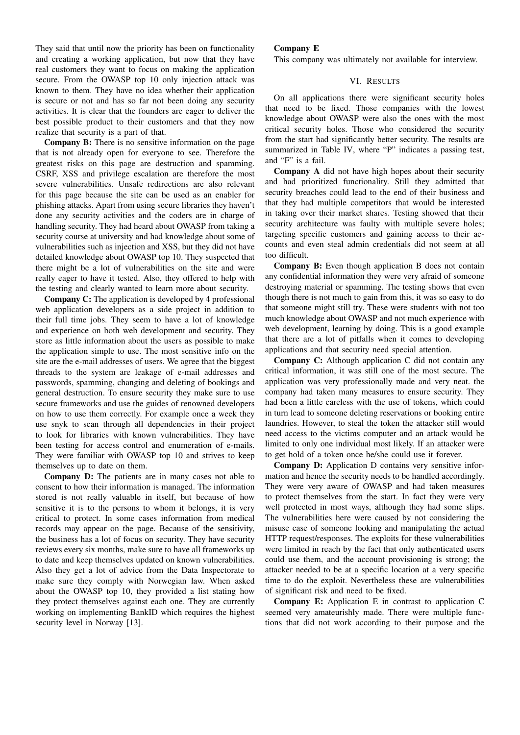They said that until now the priority has been on functionality and creating a working application, but now that they have real customers they want to focus on making the application secure. From the OWASP top 10 only injection attack was known to them. They have no idea whether their application is secure or not and has so far not been doing any security activities. It is clear that the founders are eager to deliver the best possible product to their customers and that they now realize that security is a part of that.

**Company B:** There is no sensitive information on the page that is not already open for everyone to see. Therefore the greatest risks on this page are destruction and spamming. CSRF, XSS and privilege escalation are therefore the most severe vulnerabilities. Unsafe redirections are also relevant for this page because the site can be used as an enabler for phishing attacks. Apart from using secure libraries they haven't done any security activities and the coders are in charge of handling security. They had heard about OWASP from taking a security course at university and had knowledge about some of vulnerabilities such as injection and XSS, but they did not have detailed knowledge about OWASP top 10. They suspected that there might be a lot of vulnerabilities on the site and were really eager to have it tested. Also, they offered to help with the testing and clearly wanted to learn more about security.

**Company C:** The application is developed by 4 professional web application developers as a side project in addition to their full time jobs. They seem to have a lot of knowledge and experience on both web development and security. They store as little information about the users as possible to make the application simple to use. The most sensitive info on the site are the e-mail addresses of users. We agree that the biggest threads to the system are leakage of e-mail addresses and passwords, spamming, changing and deleting of bookings and general destruction. To ensure security they make sure to use secure frameworks and use the guides of renowned developers on how to use them correctly. For example once a week they use snyk to scan through all dependencies in their project to look for libraries with known vulnerabilities. They have been testing for access control and enumeration of e-mails. They were familiar with OWASP top 10 and strives to keep themselves up to date on them.

**Company D:** The patients are in many cases not able to consent to how their information is managed. The information stored is not really valuable in itself, but because of how sensitive it is to the persons to whom it belongs, it is very critical to protect. In some cases information from medical records may appear on the page. Because of the sensitivity, the business has a lot of focus on security. They have security reviews every six months, make sure to have all frameworks up to date and keep themselves updated on known vulnerabilities. Also they get a lot of advice from the Data Inspectorate to make sure they comply with Norwegian law. When asked about the OWASP top 10, they provided a list stating how they protect themselves against each one. They are currently working on implementing BankID which requires the highest security level in Norway [13].

**Company E**

This company was ultimately not available for interview.

## VI. Results

On all applications there were significant security holes that need to be fixed. Those companies with the lowest knowledge about OWASP were also the ones with the most critical security holes. Those who considered the security from the start had significantly better security. The results are summarized in Table IV, where "P" indicates a passing test, and "F" is a fail.

**Company A** did not have high hopes about their security and had prioritized functionality. Still they admitted that security breaches could lead to the end of their business and that they had multiple competitors that would be interested in taking over their market shares. Testing showed that their security architecture was faulty with multiple severe holes; targeting specific customers and gaining access to their accounts and even steal admin credentials did not seem at all too difficult.

**Company B:** Even though application B does not contain any confidential information they were very afraid of someone destroying material or spamming. The testing shows that even though there is not much to gain from this, it was so easy to do that someone might still try. These were students with not too much knowledge about OWASP and not much experience with web development, learning by doing. This is a good example that there are a lot of pitfalls when it comes to developing applications and that security need special attention.

**Company C:** Although application C did not contain any critical information, it was still one of the most secure. The application was very professionally made and very neat. the company had taken many measures to ensure security. They had been a little careless with the use of tokens, which could in turn lead to someone deleting reservations or booking entire laundries. However, to steal the token the attacker still would need access to the victims computer and an attack would be limited to only one individual most likely. If an attacker were to get hold of a token once he/she could use it forever.

**Company D:** Application D contains very sensitive information and hence the security needs to be handled accordingly. They were very aware of OWASP and had taken measures to protect themselves from the start. In fact they were very well protected in most ways, although they had some slips. The vulnerabilities here were caused by not considering the misuse case of someone looking and manipulating the actual HTTP request/responses. The exploits for these vulnerabilities were limited in reach by the fact that only authenticated users could use them, and the account provisioning is strong; the attacker needed to be at a specific location at a very specific time to do the exploit. Nevertheless these are vulnerabilities of significant risk and need to be fixed.

**Company E:** Application E in contrast to application C seemed very amateurishly made. There were multiple functions that did not work according to their purpose and the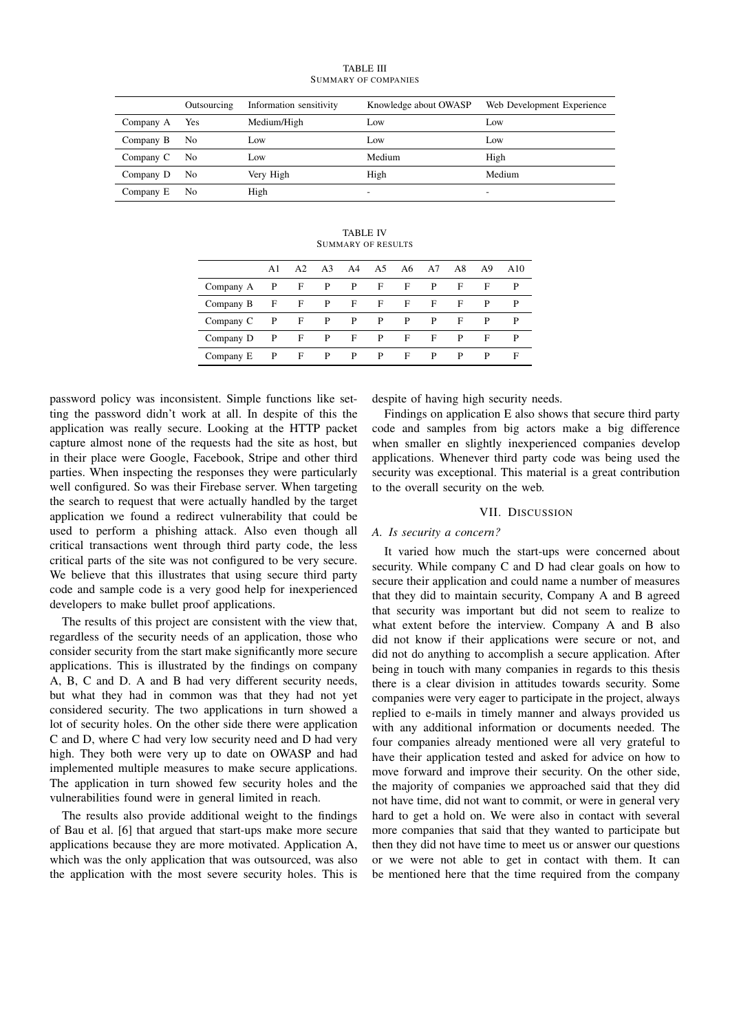TABLE III
SUMMARY OF COMPANIES

| | Outsourcing | Information sensitivity | Knowledge about OWASP | Web Development Experience |
|---|---|---|---|---|
| Company A | Yes | Medium/High | Low | Low |
| Company B | No | Low | Low | Low |
| Company C | No | Low | Medium | High |
| Company D | No | Very High | High | Medium |
| Company E | No | High | - | - |

TABLE IV
SUMMARY OF RESULTS

| | A1 | A2 | A3 | A4 | A5 | A6 | A7 | A8 | A9 | A10 |
|---|---|---|---|---|---|---|---|---|---|---|
| Company A | P | F | P | P | F | F | P | F | F | P |
| Company B | F | F | P | F | F | F | F | F | P | P |
| Company C | P | F | P | P | P | P | P | F | P | P |
| Company D | P | F | P | F | P | F | F | P | F | P |
| Company E | P | F | P | P | P | F | P | P | P | F |

password policy was inconsistent. Simple functions like setting the password didn't work at all. In despite of this the application was really secure. Looking at the HTTP packet capture almost none of the requests had the site as host, but in their place were Google, Facebook, Stripe and other third parties. When inspecting the responses they were particularly well configured. So was their Firebase server. When targeting the search to request that were actually handled by the target application we found a redirect vulnerability that could be used to perform a phishing attack. Also even though all critical transactions went through third party code, the less critical parts of the site was not configured to be very secure. We believe that this illustrates that using secure third party code and sample code is a very good help for inexperienced developers to make bullet proof applications.

The results of this project are consistent with the view that, regardless of the security needs of an application, those who consider security from the start make significantly more secure applications. This is illustrated by the findings on company A, B, C and D. A and B had very different security needs, but what they had in common was that they had not yet considered security. The two applications in turn showed a lot of security holes. On the other side there were application C and D, where C had very low security need and D had very high. They both were very up to date on OWASP and had implemented multiple measures to make secure applications. The application in turn showed few security holes and the vulnerabilities found were in general limited in reach.

The results also provide additional weight to the findings of Bau et al. [6] that argued that start-ups make more secure applications because they are more motivated. Application A, which was the only application that was outsourced, was also the application with the most severe security holes. This is despite of having high security needs.

Findings on application E also shows that secure third party code and samples from big actors make a big difference when smaller en slightly inexperienced companies develop applications. Whenever third party code was being used the security was exceptional. This material is a great contribution to the overall security on the web.

## VII. DISCUSSION

### A. Is security a concern?

It varied how much the start-ups were concerned about security. While company C and D had clear goals on how to secure their application and could name a number of measures that they did to maintain security, Company A and B agreed that security was important but did not seem to realize to what extent before the interview. Company A and B also did not know if their applications were secure or not, and did not do anything to accomplish a secure application. After being in touch with many companies in regards to this thesis there is a clear division in attitudes towards security. Some companies were very eager to participate in the project, always replied to e-mails in timely manner and always provided us with any additional information or documents needed. The four companies already mentioned were all very grateful to have their application tested and asked for advice on how to move forward and improve their security. On the other side, the majority of companies we approached said that they did not have time, did not want to commit, or were in general very hard to get a hold on. We were also in contact with several more companies that said that they wanted to participate but then they did not have time to meet us or answer our questions or we were not able to get in contact with them. It can be mentioned here that the time required from the company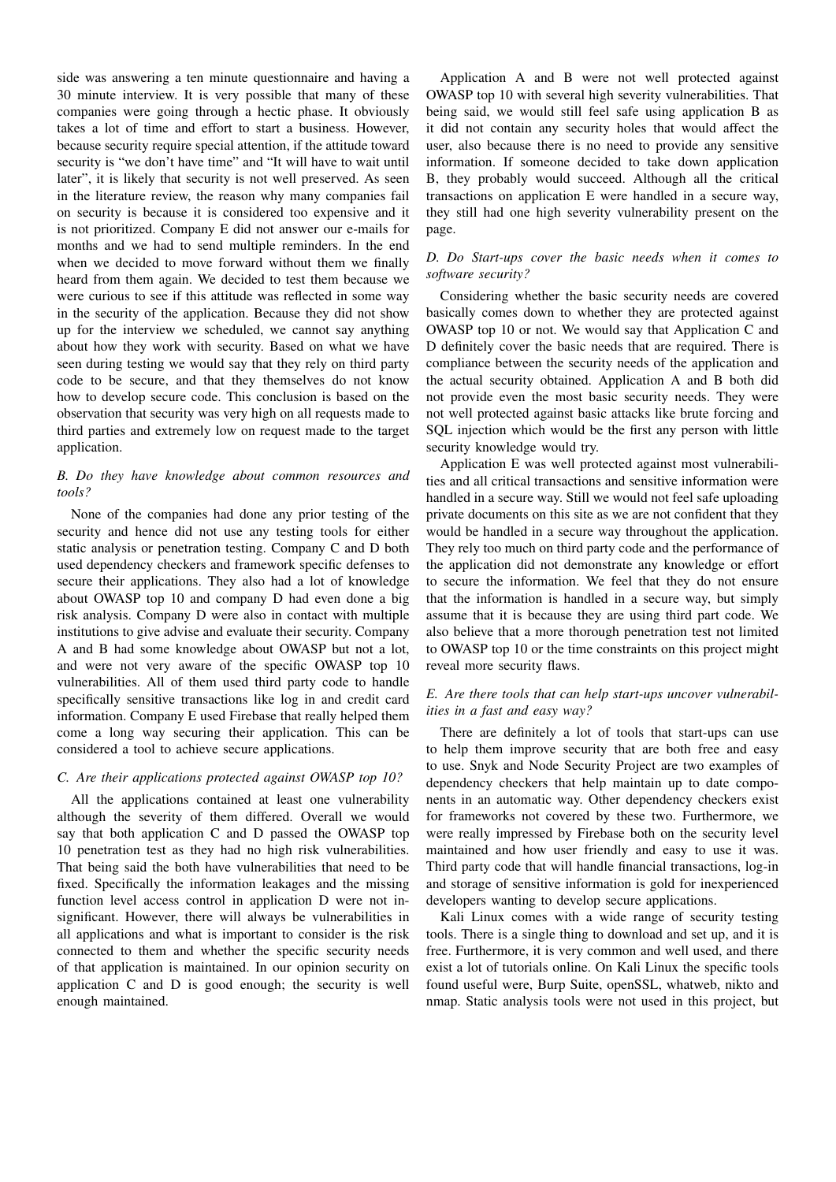side was answering a ten minute questionnaire and having a 30 minute interview. It is very possible that many of these companies were going through a hectic phase. It obviously takes a lot of time and effort to start a business. However, because security require special attention, if the attitude toward security is "we don't have time" and "It will have to wait until later", it is likely that security is not well preserved. As seen in the literature review, the reason why many companies fail on security is because it is considered too expensive and it is not prioritized. Company E did not answer our e-mails for months and we had to send multiple reminders. In the end when we decided to move forward without them we finally heard from them again. We decided to test them because we were curious to see if this attitude was reflected in some way in the security of the application. Because they did not show up for the interview we scheduled, we cannot say anything about how they work with security. Based on what we have seen during testing we would say that they rely on third party code to be secure, and that they themselves do not know how to develop secure code. This conclusion is based on the observation that security was very high on all requests made to third parties and extremely low on request made to the target application.

### *B. Do they have knowledge about common resources and tools?*

None of the companies had done any prior testing of the security and hence did not use any testing tools for either static analysis or penetration testing. Company C and D both used dependency checkers and framework specific defenses to secure their applications. They also had a lot of knowledge about OWASP top 10 and company D had even done a big risk analysis. Company D were also in contact with multiple institutions to give advise and evaluate their security. Company A and B had some knowledge about OWASP but not a lot, and were not very aware of the specific OWASP top 10 vulnerabilities. All of them used third party code to handle specifically sensitive transactions like log in and credit card information. Company E used Firebase that really helped them come a long way securing their application. This can be considered a tool to achieve secure applications.

### *C. Are their applications protected against OWASP top 10?*

All the applications contained at least one vulnerability although the severity of them differed. Overall we would say that both application C and D passed the OWASP top 10 penetration test as they had no high risk vulnerabilities. That being said the both have vulnerabilities that need to be fixed. Specifically the information leakages and the missing function level access control in application D were not insignificant. However, there will always be vulnerabilities in all applications and what is important to consider is the risk connected to them and whether the specific security needs of that application is maintained. In our opinion security on application C and D is good enough; the security is well enough maintained.

Application A and B were not well protected against OWASP top 10 with several high severity vulnerabilities. That being said, we would still feel safe using application B as it did not contain any security holes that would affect the user, also because there is no need to provide any sensitive information. If someone decided to take down application B, they probably would succeed. Although all the critical transactions on application E were handled in a secure way, they still had one high severity vulnerability present on the page.

### *D. Do Start-ups cover the basic needs when it comes to software security?*

Considering whether the basic security needs are covered basically comes down to whether they are protected against OWASP top 10 or not. We would say that Application C and D definitely cover the basic needs that are required. There is compliance between the security needs of the application and the actual security obtained. Application A and B both did not provide even the most basic security needs. They were not well protected against basic attacks like brute forcing and SQL injection which would be the first any person with little security knowledge would try.

Application E was well protected against most vulnerabilities and all critical transactions and sensitive information were handled in a secure way. Still we would not feel safe uploading private documents on this site as we are not confident that they would be handled in a secure way throughout the application. They rely too much on third party code and the performance of the application did not demonstrate any knowledge or effort to secure the information. We feel that they do not ensure that the information is handled in a secure way, but simply assume that it is because they are using third part code. We also believe that a more thorough penetration test not limited to OWASP top 10 or the time constraints on this project might reveal more security flaws.

### *E. Are there tools that can help start-ups uncover vulnerabilities in a fast and easy way?*

There are definitely a lot of tools that start-ups can use to help them improve security that are both free and easy to use. Snyk and Node Security Project are two examples of dependency checkers that help maintain up to date components in an automatic way. Other dependency checkers exist for frameworks not covered by these two. Furthermore, we were really impressed by Firebase both on the security level maintained and how user friendly and easy to use it was. Third party code that will handle financial transactions, log-in and storage of sensitive information is gold for inexperienced developers wanting to develop secure applications.

Kali Linux comes with a wide range of security testing tools. There is a single thing to download and set up, and it is free. Furthermore, it is very common and well used, and there exist a lot of tutorials online. On Kali Linux the specific tools found useful were, Burp Suite, openSSL, whatweb, nikto and nmap. Static analysis tools were not used in this project, but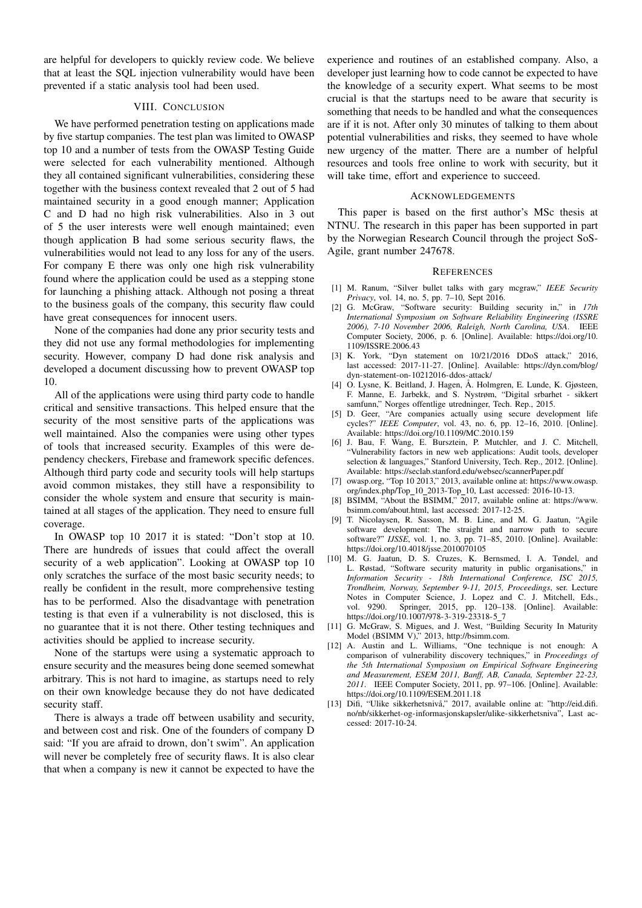are helpful for developers to quickly review code. We believe that at least the SQL injection vulnerability would have been prevented if a static analysis tool had been used.

## VIII. Conclusion

We have performed penetration testing on applications made by five startup companies. The test plan was limited to OWASP top 10 and a number of tests from the OWASP Testing Guide were selected for each vulnerability mentioned. Although they all contained significant vulnerabilities, considering these together with the business context revealed that 2 out of 5 had maintained security in a good enough manner; Application C and D had no high risk vulnerabilities. Also in 3 out of 5 the user interests were well enough maintained; even though application B had some serious security flaws, the vulnerabilities would not lead to any loss for any of the users. For company E there was only one high risk vulnerability found where the application could be used as a stepping stone for launching a phishing attack. Although not posing a threat to the business goals of the company, this security flaw could have great consequences for innocent users.

None of the companies had done any prior security tests and they did not use any formal methodologies for implementing security. However, company D had done risk analysis and developed a document discussing how to prevent OWASP top 10.

All of the applications were using third party code to handle critical and sensitive transactions. This helped ensure that the security of the most sensitive parts of the applications was well maintained. Also the companies were using other types of tools that increased security. Examples of this were dependency checkers, Firebase and framework specific defences. Although third party code and security tools will help startups avoid common mistakes, they still have a responsibility to consider the whole system and ensure that security is maintained at all stages of the application. They need to ensure full coverage.

In OWASP top 10 2017 it is stated: "Don't stop at 10. There are hundreds of issues that could affect the overall security of a web application". Looking at OWASP top 10 only scratches the surface of the most basic security needs; to really be confident in the result, more comprehensive testing has to be performed. Also the disadvantage with penetration testing is that even if a vulnerability is not disclosed, this is no guarantee that it is not there. Other testing techniques and activities should be applied to increase security.

None of the startups were using a systematic approach to ensure security and the measures being done seemed somewhat arbitrary. This is not hard to imagine, as startups need to rely on their own knowledge because they do not have dedicated security staff.

There is always a trade off between usability and security, and between cost and risk. One of the founders of company D said: "If you are afraid to drown, don't swim". An application will never be completely free of security flaws. It is also clear that when a company is new it cannot be expected to have the experience and routines of an established company. Also, a developer just learning how to code cannot be expected to have the knowledge of a security expert. What seems to be most crucial is that the startups need to be aware that security is something that needs to be handled and what the consequences are if it is not. After only 30 minutes of talking to them about potential vulnerabilities and risks, they seemed to have whole new urgency of the matter. There are a number of helpful resources and tools free online to work with security, but it will take time, effort and experience to succeed.

## Acknowledgements

This paper is based on the first author's MSc thesis at NTNU. The research in this paper has been supported in part by the Norwegian Research Council through the project SoS-Agile, grant number 247678.

## References

[1] M. Ranum, "Silver bullet talks with gary mcgraw," *IEEE Security Privacy*, vol. 14, no. 5, pp. 7–10, Sept 2016.

[2] G. McGraw, "Software security: Building security in," in *17th International Symposium on Software Reliability Engineering (ISSRE 2006), 7-10 November 2006, Raleigh, North Carolina, USA*. IEEE Computer Society, 2006, p. 6. [Online]. Available: https://doi.org/10.1109/ISSRE.2006.43

[3] K. York, "Dyn statement on 10/21/2016 DDoS attack," 2016, last accessed: 2017-11-27. [Online]. Available: https://dyn.com/blog/dyn-statement-on-10212016-ddos-attack/

[4] O. Lysne, K. Beitland, J. Hagen, Å. Holmgren, E. Lunde, K. Gjøsteen, F. Manne, E. Jarbekk, and S. Nystrøm, "Digital srbarhet - sikkert samfunn," Norges offentlige utredninger, Tech. Rep., 2015.

[5] D. Geer, "Are companies actually using secure development life cycles?" *IEEE Computer*, vol. 43, no. 6, pp. 12–16, 2010. [Online]. Available: https://doi.org/10.1109/MC.2010.159

[6] J. Bau, F. Wang, E. Bursztein, P. Mutchler, and J. C. Mitchell, "Vulnerability factors in new web applications: Audit tools, developer selection & languages," Stanford University, Tech. Rep., 2012. [Online]. Available: https://seclab.stanford.edu/websec/scannerPaper.pdf

[7] owasp.org, "Top 10 2013," 2013, available online at: https://www.owasp.org/index.php/Top_10_2013-Top_10, Last accessed: 2016-10-13.

[8] BSIMM, "About the BSIMM," 2017, available online at: https://www.bsimm.com/about.html, last accessed: 2017-12-25.

[9] T. Nicolaysen, R. Sasson, M. B. Line, and M. G. Jaatun, "Agile software development: The straight and narrow path to secure software?" *IJSSE*, vol. 1, no. 3, pp. 71–85, 2010. [Online]. Available: https://doi.org/10.4018/jsse.2010070105

[10] M. G. Jaatun, D. S. Cruzes, K. Bernsmed, I. A. Tøndel, and L. Røstad, "Software security maturity in public organisations," in *Information Security - 18th International Conference, ISC 2015, Trondheim, Norway, September 9-11, 2015, Proceedings*, ser. Lecture Notes in Computer Science, J. Lopez and C. J. Mitchell, Eds., vol. 9290. Springer, 2015, pp. 120–138. [Online]. Available: https://doi.org/10.1007/978-3-319-23318-5_7

[11] G. McGraw, S. Migues, and J. West, "Building Security In Maturity Model (BSIMM V)," 2013, http://bsimm.com.

[12] A. Austin and L. Williams, "One technique is not enough: A comparison of vulnerability discovery techniques," in *Proceedings of the 5th International Symposium on Empirical Software Engineering and Measurement, ESEM 2011, Banff, AB, Canada, September 22-23, 2011*. IEEE Computer Society, 2011, pp. 97–106. [Online]. Available: https://doi.org/10.1109/ESEM.2011.18

[13] Difi, "Ulike sikkerhetsnivå," 2017, available online at: "http://eid.difi.no/nb/sikkerhet-og-informasjonskapsler/ulike-sikkerhetsniva", Last accessed: 2017-10-24.